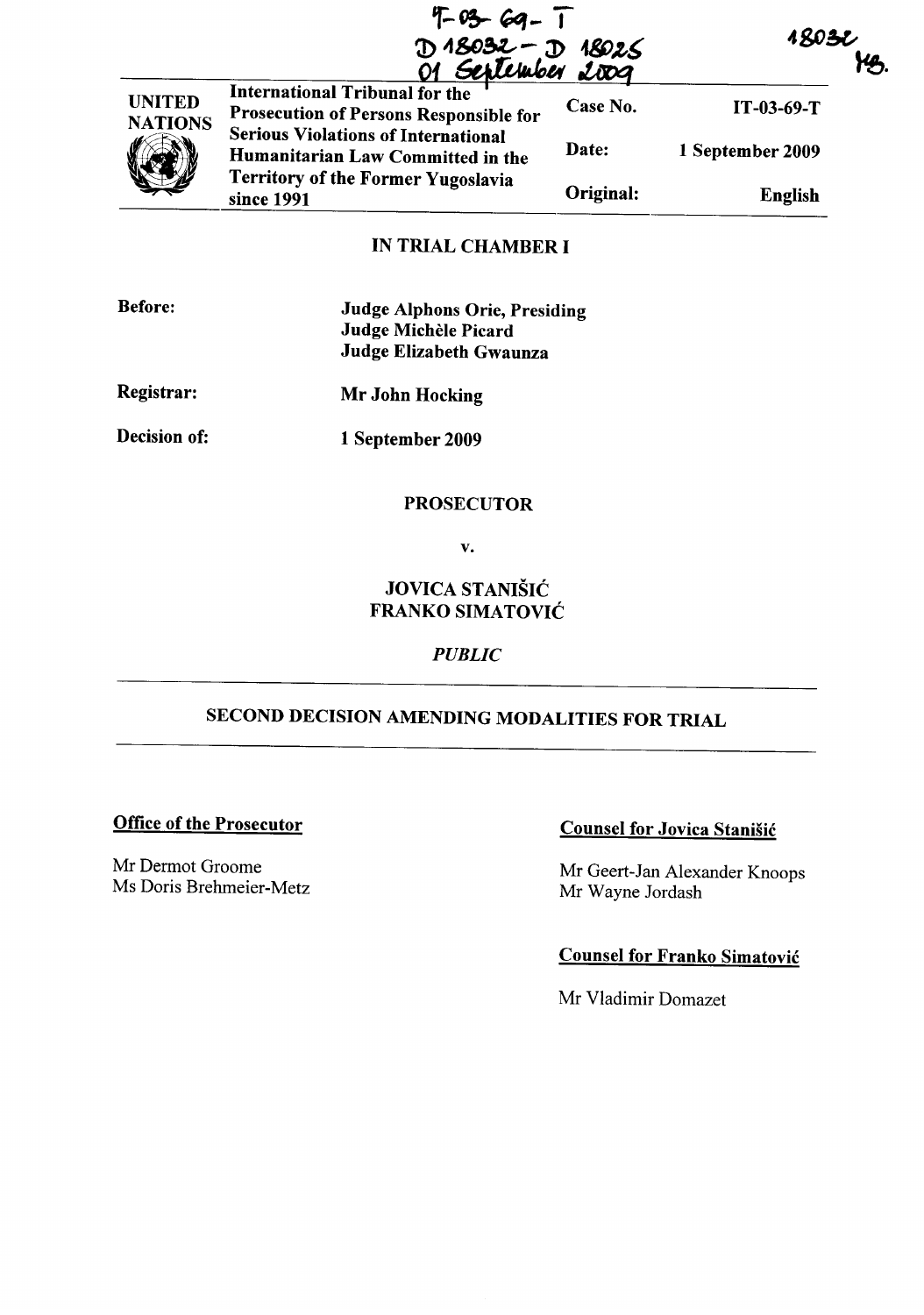IT-03-69-T
D 18032 - D 18025
01 September 2009

18032
HB.

| UNITED NATIONS | International Tribunal for the Prosecution of Persons Responsible for Serious Violations of International Humanitarian Law Committed in the Territory of the Former Yugoslavia since 1991 | Case No. | IT-03-69-T |
|---|---|---|---|
| | | Date: | 1 September 2009 |
| | | Original: | English |

## IN TRIAL CHAMBER I

**Before:** **Judge Alphons Orie, Presiding**
**Judge Michèle Picard**
**Judge Elizabeth Gwaunza**

**Registrar:** **Mr John Hocking**

**Decision of:** **1 September 2009**

**PROSECUTOR**

**v.**

**JOVICA STANIŠIĆ**
**FRANKO SIMATOVIĆ**

*PUBLIC*

## SECOND DECISION AMENDING MODALITIES FOR TRIAL

**Office of the Prosecutor**

Mr Dermot Groome
Ms Doris Brehmeier-Metz

**Counsel for Jovica Stanišić**

Mr Geert-Jan Alexander Knoops
Mr Wayne Jordash

**Counsel for Franko Simatović**

Mr Vladimir Domazet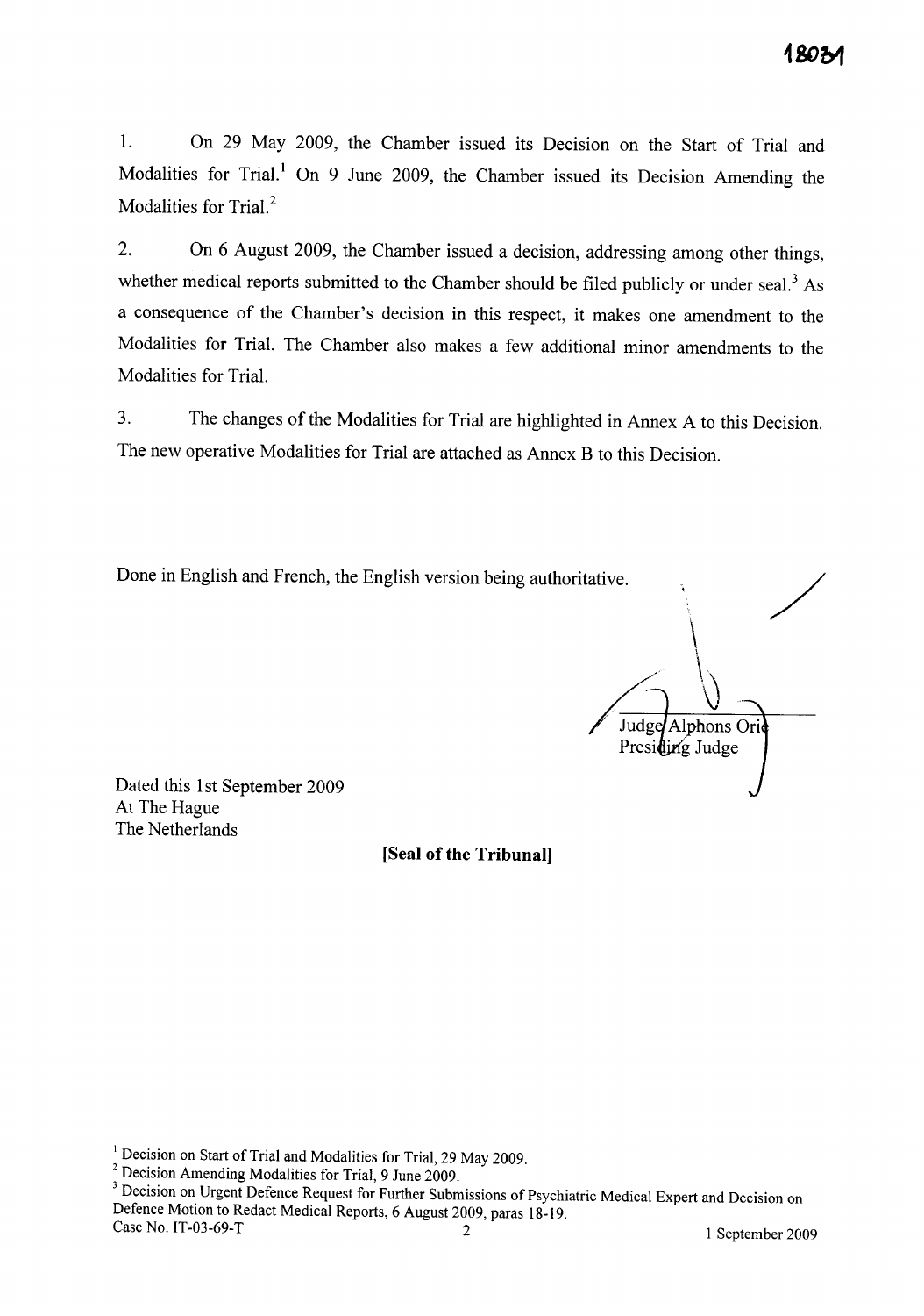1. On 29 May 2009, the Chamber issued its Decision on the Start of Trial and Modalities for Trial.[1] On 9 June 2009, the Chamber issued its Decision Amending the Modalities for Trial.[2]

2. On 6 August 2009, the Chamber issued a decision, addressing among other things, whether medical reports submitted to the Chamber should be filed publicly or under seal.[3] As a consequence of the Chamber's decision in this respect, it makes one amendment to the Modalities for Trial. The Chamber also makes a few additional minor amendments to the Modalities for Trial.

3. The changes of the Modalities for Trial are highlighted in Annex A to this Decision. The new operative Modalities for Trial are attached as Annex B to this Decision.

Done in English and French, the English version being authoritative.

Judge Alphons Orie
Presiding Judge

Dated this 1st September 2009
At The Hague
The Netherlands

**[Seal of the Tribunal]**

[1] Decision on Start of Trial and Modalities for Trial, 29 May 2009.

[2] Decision Amending Modalities for Trial, 9 June 2009.

[3] Decision on Urgent Defence Request for Further Submissions of Psychiatric Medical Expert and Decision on Defence Motion to Redact Medical Reports, 6 August 2009, paras 18-19.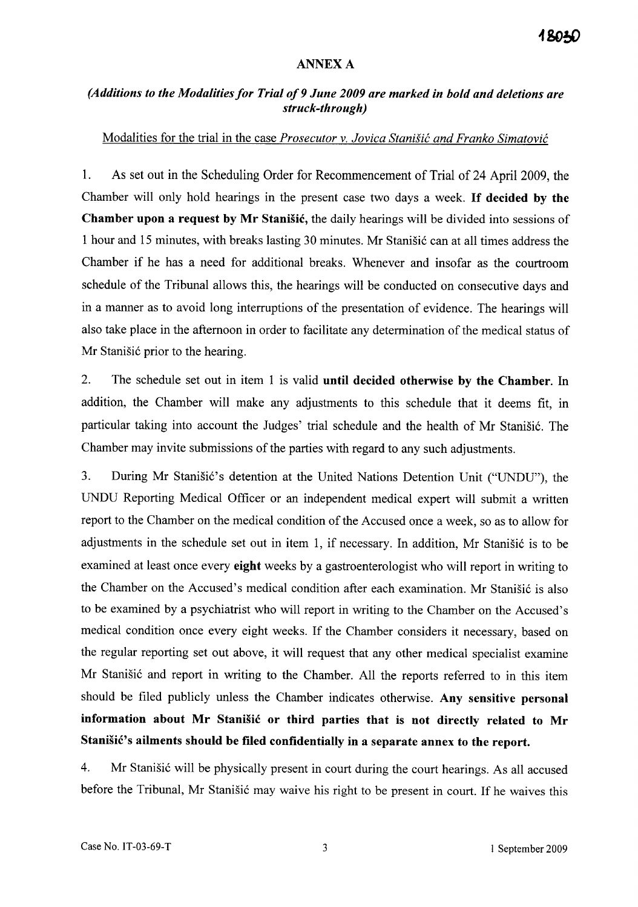## ANNEX A

***(Additions to the Modalities for Trial of 9 June 2009 are marked in bold and deletions are struck-through)***

Modalities for the trial in the case *Prosecutor v. Jovica Stanišić and Franko Simatović*

1. As set out in the Scheduling Order for Recommencement of Trial of 24 April 2009, the Chamber will only hold hearings in the present case two days a week. **If decided by the Chamber upon a request by Mr Stanišić,** the daily hearings will be divided into sessions of 1 hour and 15 minutes, with breaks lasting 30 minutes. Mr Stanišić can at all times address the Chamber if he has a need for additional breaks. Whenever and insofar as the courtroom schedule of the Tribunal allows this, the hearings will be conducted on consecutive days and in a manner as to avoid long interruptions of the presentation of evidence. The hearings will also take place in the afternoon in order to facilitate any determination of the medical status of Mr Stanišić prior to the hearing.

2. The schedule set out in item 1 is valid **until decided otherwise by the Chamber.** In addition, the Chamber will make any adjustments to this schedule that it deems fit, in particular taking into account the Judges' trial schedule and the health of Mr Stanišić. The Chamber may invite submissions of the parties with regard to any such adjustments.

3. During Mr Stanišić's detention at the United Nations Detention Unit ("UNDU"), the UNDU Reporting Medical Officer or an independent medical expert will submit a written report to the Chamber on the medical condition of the Accused once a week, so as to allow for adjustments in the schedule set out in item 1, if necessary. In addition, Mr Stanišić is to be examined at least once every **eight** weeks by a gastroenterologist who will report in writing to the Chamber on the Accused's medical condition after each examination. Mr Stanišić is also to be examined by a psychiatrist who will report in writing to the Chamber on the Accused's medical condition once every eight weeks. If the Chamber considers it necessary, based on the regular reporting set out above, it will request that any other medical specialist examine Mr Stanišić and report in writing to the Chamber. All the reports referred to in this item should be filed publicly unless the Chamber indicates otherwise. **Any sensitive personal information about Mr Stanišić or third parties that is not directly related to Mr Stanišić's ailments should be filed confidentially in a separate annex to the report.**

4. Mr Stanišić will be physically present in court during the court hearings. As all accused before the Tribunal, Mr Stanišić may waive his right to be present in court. If he waives this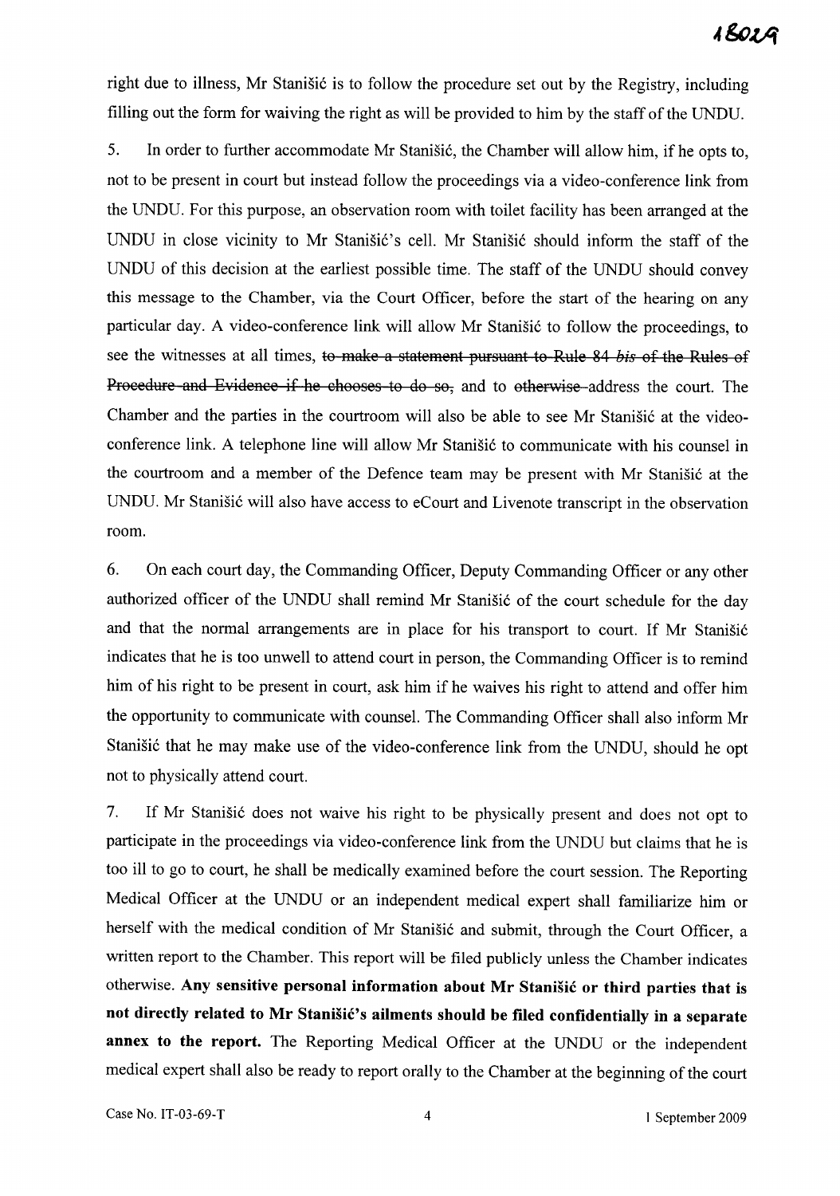right due to illness, Mr Stanišić is to follow the procedure set out by the Registry, including filling out the form for waiving the right as will be provided to him by the staff of the UNDU.

5. In order to further accommodate Mr Stanišić, the Chamber will allow him, if he opts to, not to be present in court but instead follow the proceedings via a video-conference link from the UNDU. For this purpose, an observation room with toilet facility has been arranged at the UNDU in close vicinity to Mr Stanišić's cell. Mr Stanišić should inform the staff of the UNDU of this decision at the earliest possible time. The staff of the UNDU should convey this message to the Chamber, via the Court Officer, before the start of the hearing on any particular day. A video-conference link will allow Mr Stanišić to follow the proceedings, to see the witnesses at all times, ~~to make a statement pursuant to Rule 84 *bis* of the Rules of Procedure and Evidence if he chooses to do so,~~ and to ~~otherwise~~ address the court. The Chamber and the parties in the courtroom will also be able to see Mr Stanišić at the video-conference link. A telephone line will allow Mr Stanišić to communicate with his counsel in the courtroom and a member of the Defence team may be present with Mr Stanišić at the UNDU. Mr Stanišić will also have access to eCourt and Livenote transcript in the observation room.

6. On each court day, the Commanding Officer, Deputy Commanding Officer or any other authorized officer of the UNDU shall remind Mr Stanišić of the court schedule for the day and that the normal arrangements are in place for his transport to court. If Mr Stanišić indicates that he is too unwell to attend court in person, the Commanding Officer is to remind him of his right to be present in court, ask him if he waives his right to attend and offer him the opportunity to communicate with counsel. The Commanding Officer shall also inform Mr Stanišić that he may make use of the video-conference link from the UNDU, should he opt not to physically attend court.

7. If Mr Stanišić does not waive his right to be physically present and does not opt to participate in the proceedings via video-conference link from the UNDU but claims that he is too ill to go to court, he shall be medically examined before the court session. The Reporting Medical Officer at the UNDU or an independent medical expert shall familiarize him or herself with the medical condition of Mr Stanišić and submit, through the Court Officer, a written report to the Chamber. This report will be filed publicly unless the Chamber indicates otherwise. **Any sensitive personal information about Mr Stanišić or third parties that is not directly related to Mr Stanišić's ailments should be filed confidentially in a separate annex to the report.** The Reporting Medical Officer at the UNDU or the independent medical expert shall also be ready to report orally to the Chamber at the beginning of the court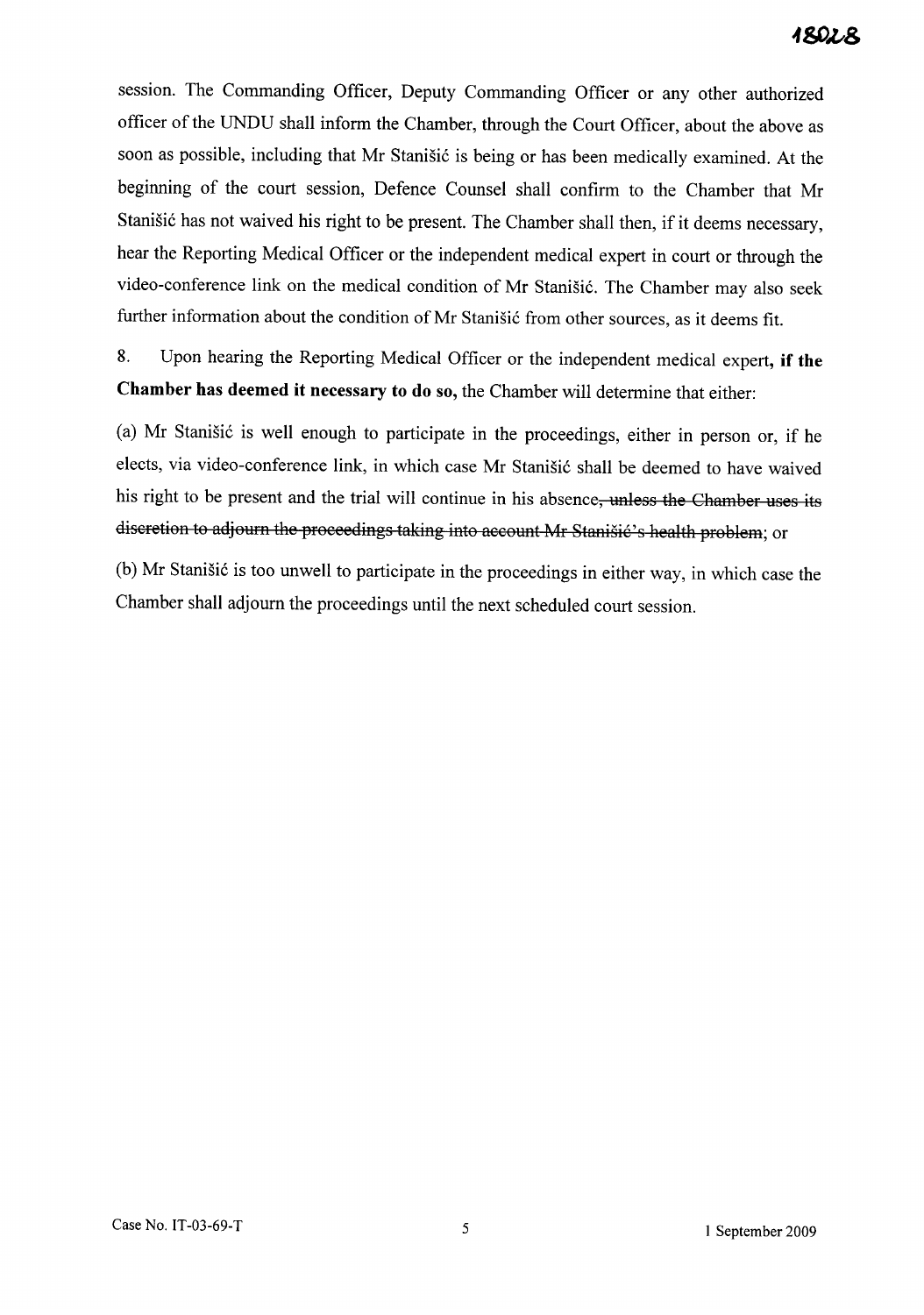session. The Commanding Officer, Deputy Commanding Officer or any other authorized officer of the UNDU shall inform the Chamber, through the Court Officer, about the above as soon as possible, including that Mr Stanišić is being or has been medically examined. At the beginning of the court session, Defence Counsel shall confirm to the Chamber that Mr Stanišić has not waived his right to be present. The Chamber shall then, if it deems necessary, hear the Reporting Medical Officer or the independent medical expert in court or through the video-conference link on the medical condition of Mr Stanišić. The Chamber may also seek further information about the condition of Mr Stanišić from other sources, as it deems fit.

8. Upon hearing the Reporting Medical Officer or the independent medical expert, **if the Chamber has deemed it necessary to do so,** the Chamber will determine that either:

(a) Mr Stanišić is well enough to participate in the proceedings, either in person or, if he elects, via video-conference link, in which case Mr Stanišić shall be deemed to have waived his right to be present and the trial will continue in his absence~~, unless the Chamber uses its discretion to adjourn the proceedings taking into account Mr Stanišić's health problem~~; or

(b) Mr Stanišić is too unwell to participate in the proceedings in either way, in which case the Chamber shall adjourn the proceedings until the next scheduled court session.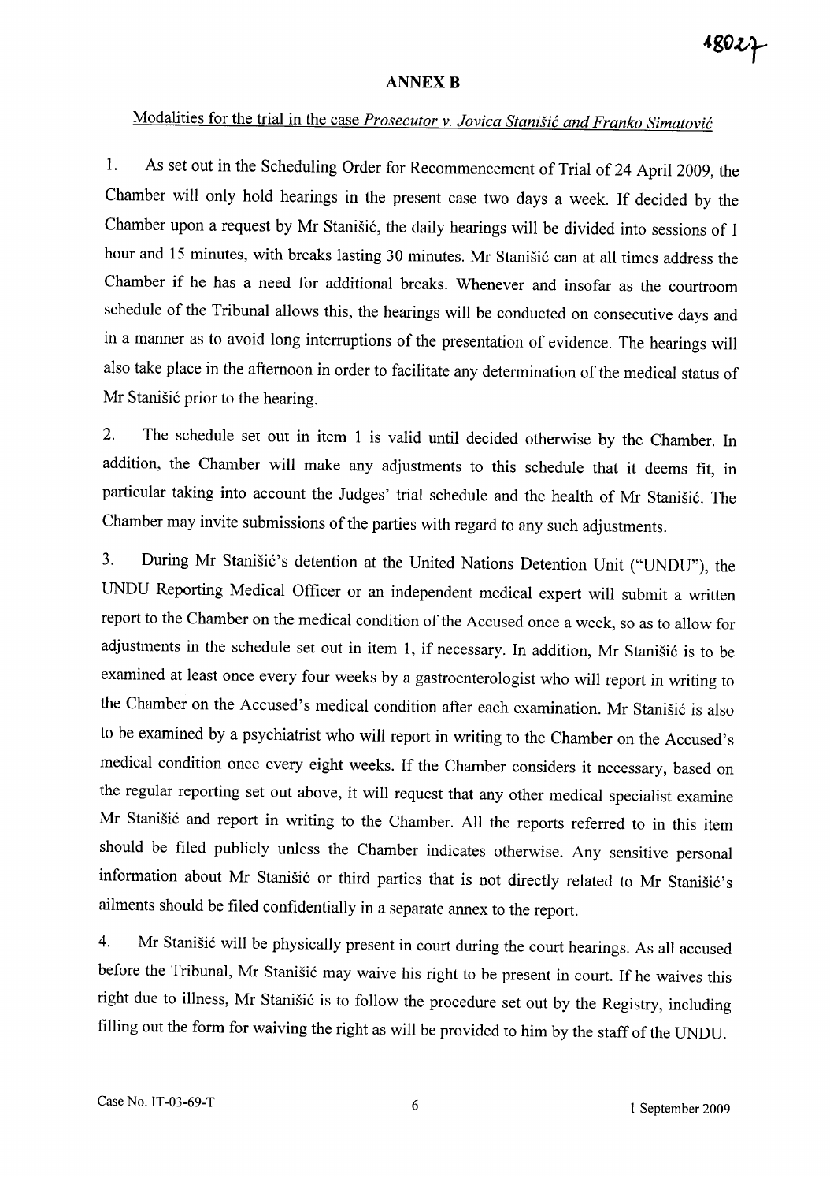## ANNEX B

Modalities for the trial in the case *Prosecutor v. Jovica Stanišić and Franko Simatović*

1. As set out in the Scheduling Order for Recommencement of Trial of 24 April 2009, the Chamber will only hold hearings in the present case two days a week. If decided by the Chamber upon a request by Mr Stanišić, the daily hearings will be divided into sessions of 1 hour and 15 minutes, with breaks lasting 30 minutes. Mr Stanišić can at all times address the Chamber if he has a need for additional breaks. Whenever and insofar as the courtroom schedule of the Tribunal allows this, the hearings will be conducted on consecutive days and in a manner as to avoid long interruptions of the presentation of evidence. The hearings will also take place in the afternoon in order to facilitate any determination of the medical status of Mr Stanišić prior to the hearing.

2. The schedule set out in item 1 is valid until decided otherwise by the Chamber. In addition, the Chamber will make any adjustments to this schedule that it deems fit, in particular taking into account the Judges' trial schedule and the health of Mr Stanišić. The Chamber may invite submissions of the parties with regard to any such adjustments.

3. During Mr Stanišić's detention at the United Nations Detention Unit ("UNDU"), the UNDU Reporting Medical Officer or an independent medical expert will submit a written report to the Chamber on the medical condition of the Accused once a week, so as to allow for adjustments in the schedule set out in item 1, if necessary. In addition, Mr Stanišić is to be examined at least once every four weeks by a gastroenterologist who will report in writing to the Chamber on the Accused's medical condition after each examination. Mr Stanišić is also to be examined by a psychiatrist who will report in writing to the Chamber on the Accused's medical condition once every eight weeks. If the Chamber considers it necessary, based on the regular reporting set out above, it will request that any other medical specialist examine Mr Stanišić and report in writing to the Chamber. All the reports referred to in this item should be filed publicly unless the Chamber indicates otherwise. Any sensitive personal information about Mr Stanišić or third parties that is not directly related to Mr Stanišić's ailments should be filed confidentially in a separate annex to the report.

4. Mr Stanišić will be physically present in court during the court hearings. As all accused before the Tribunal, Mr Stanišić may waive his right to be present in court. If he waives this right due to illness, Mr Stanišić is to follow the procedure set out by the Registry, including filling out the form for waiving the right as will be provided to him by the staff of the UNDU.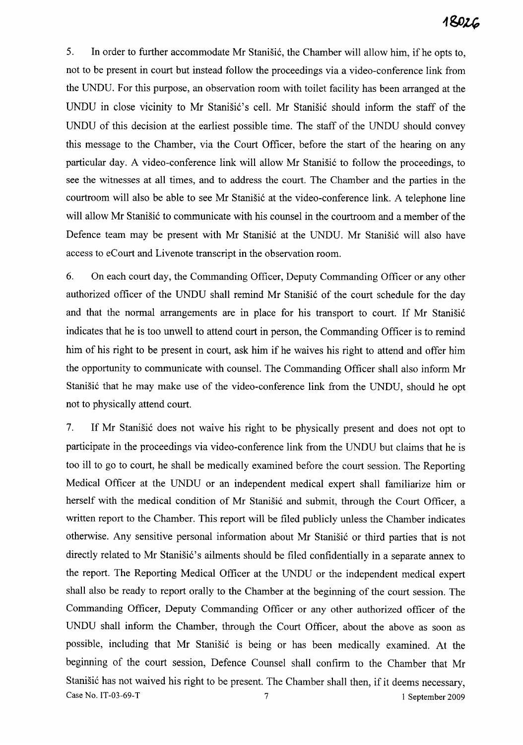5. In order to further accommodate Mr Stanišić, the Chamber will allow him, if he opts to, not to be present in court but instead follow the proceedings via a video-conference link from the UNDU. For this purpose, an observation room with toilet facility has been arranged at the UNDU in close vicinity to Mr Stanišić's cell. Mr Stanišić should inform the staff of the UNDU of this decision at the earliest possible time. The staff of the UNDU should convey this message to the Chamber, via the Court Officer, before the start of the hearing on any particular day. A video-conference link will allow Mr Stanišić to follow the proceedings, to see the witnesses at all times, and to address the court. The Chamber and the parties in the courtroom will also be able to see Mr Stanišić at the video-conference link. A telephone line will allow Mr Stanišić to communicate with his counsel in the courtroom and a member of the Defence team may be present with Mr Stanišić at the UNDU. Mr Stanišić will also have access to eCourt and Livenote transcript in the observation room.

6. On each court day, the Commanding Officer, Deputy Commanding Officer or any other authorized officer of the UNDU shall remind Mr Stanišić of the court schedule for the day and that the normal arrangements are in place for his transport to court. If Mr Stanišić indicates that he is too unwell to attend court in person, the Commanding Officer is to remind him of his right to be present in court, ask him if he waives his right to attend and offer him the opportunity to communicate with counsel. The Commanding Officer shall also inform Mr Stanišić that he may make use of the video-conference link from the UNDU, should he opt not to physically attend court.

7. If Mr Stanišić does not waive his right to be physically present and does not opt to participate in the proceedings via video-conference link from the UNDU but claims that he is too ill to go to court, he shall be medically examined before the court session. The Reporting Medical Officer at the UNDU or an independent medical expert shall familiarize him or herself with the medical condition of Mr Stanišić and submit, through the Court Officer, a written report to the Chamber. This report will be filed publicly unless the Chamber indicates otherwise. Any sensitive personal information about Mr Stanišić or third parties that is not directly related to Mr Stanišić's ailments should be filed confidentially in a separate annex to the report. The Reporting Medical Officer at the UNDU or the independent medical expert shall also be ready to report orally to the Chamber at the beginning of the court session. The Commanding Officer, Deputy Commanding Officer or any other authorized officer of the UNDU shall inform the Chamber, through the Court Officer, about the above as soon as possible, including that Mr Stanišić is being or has been medically examined. At the beginning of the court session, Defence Counsel shall confirm to the Chamber that Mr Stanišić has not waived his right to be present. The Chamber shall then, if it deems necessary,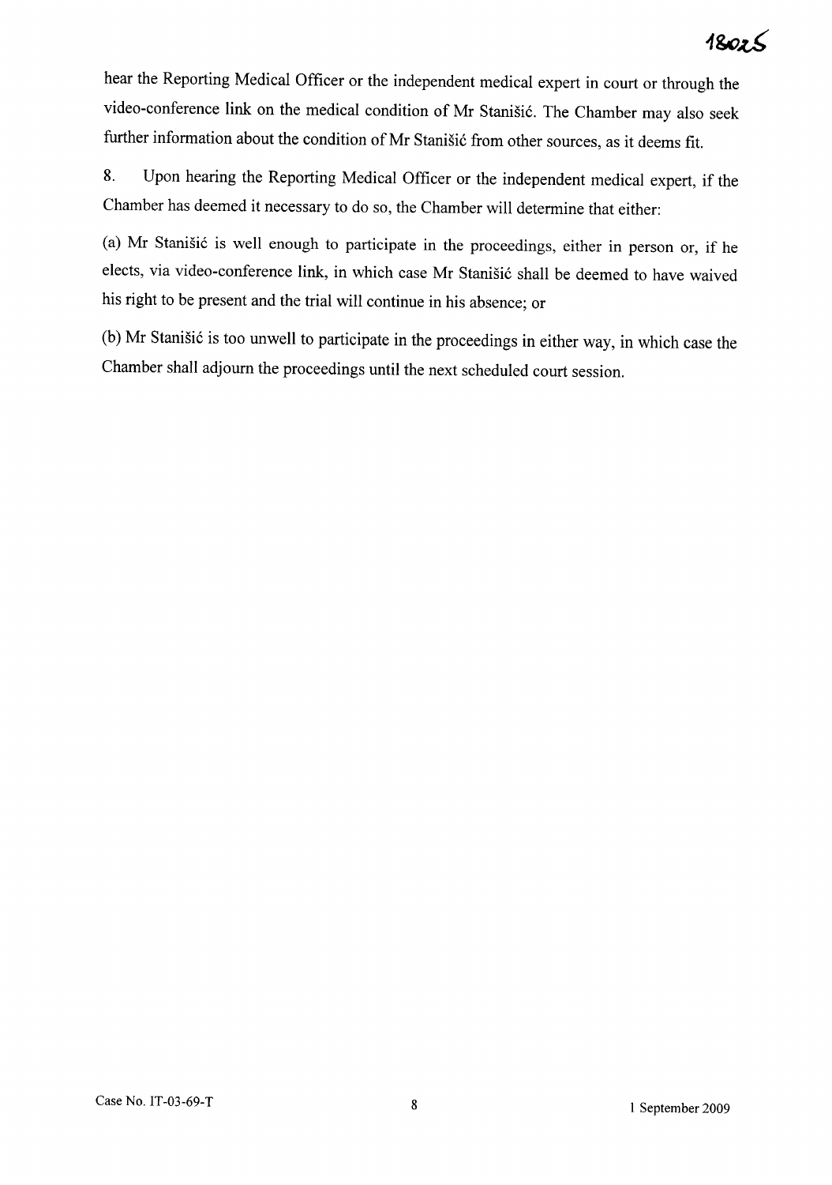hear the Reporting Medical Officer or the independent medical expert in court or through the video-conference link on the medical condition of Mr Stanišić. The Chamber may also seek further information about the condition of Mr Stanišić from other sources, as it deems fit.

8. Upon hearing the Reporting Medical Officer or the independent medical expert, if the Chamber has deemed it necessary to do so, the Chamber will determine that either:

(a) Mr Stanišić is well enough to participate in the proceedings, either in person or, if he elects, via video-conference link, in which case Mr Stanišić shall be deemed to have waived his right to be present and the trial will continue in his absence; or

(b) Mr Stanišić is too unwell to participate in the proceedings in either way, in which case the Chamber shall adjourn the proceedings until the next scheduled court session.